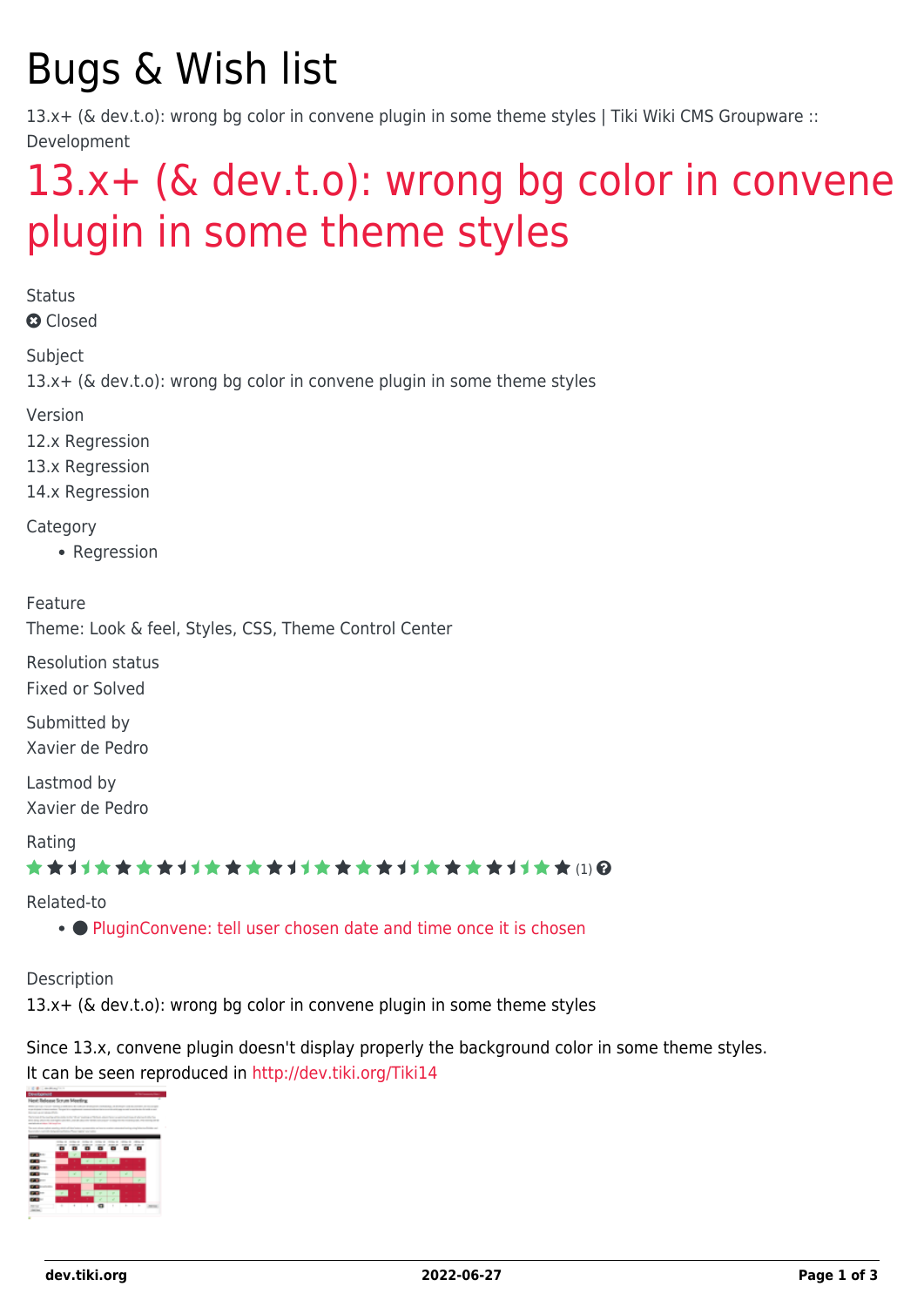# Bugs & Wish list

13.x+ (& dev.t.o): wrong bg color in convene plugin in some theme styles | Tiki Wiki CMS Groupware :: Development

## 13.x+ (& dev.t.o): wrong bg color in convene plugin in some theme styles

Status

Closed

Subject

13.x+ (& dev.t.o): wrong bg color in convene plugin in some theme styles

Version

12.x Regression
13.x Regression
14.x Regression

Category

- Regression

Feature

Theme: Look & feel, Styles, CSS, Theme Control Center

Resolution status

Fixed or Solved

Submitted by

Xavier de Pedro

Lastmod by

Xavier de Pedro

Rating

(1)

Related-to

- PluginConvene: tell user chosen date and time once it is chosen

Description

13.x+ (& dev.t.o): wrong bg color in convene plugin in some theme styles

Since 13.x, convene plugin doesn't display properly the background color in some theme styles.
It can be seen reproduced in http://dev.tiki.org/Tiki14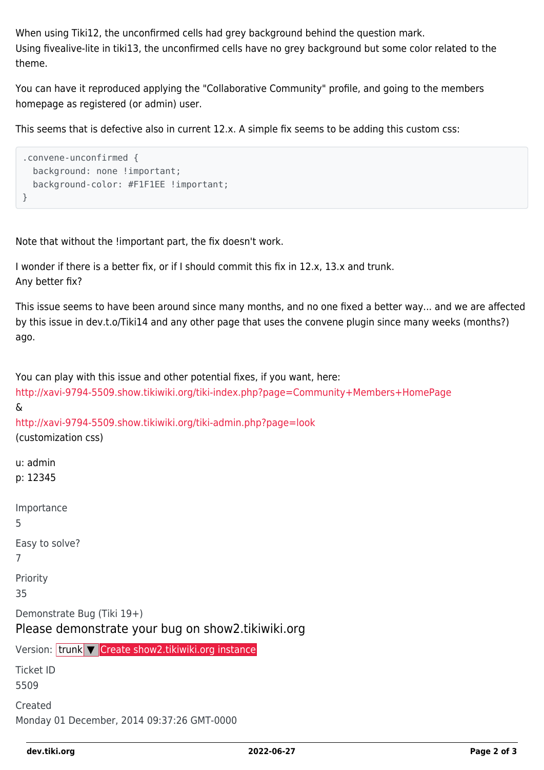When using Tiki12, the unconfirmed cells had grey background behind the question mark.
Using fivealive-lite in tiki13, the unconfirmed cells have no grey background but some color related to the theme.

You can have it reproduced applying the "Collaborative Community" profile, and going to the members homepage as registered (or admin) user.

This seems that is defective also in current 12.x. A simple fix seems to be adding this custom css:

```
.convene-unconfirmed {
  background: none !important;
  background-color: #F1F1EE !important;
}
```

Note that without the !important part, the fix doesn't work.

I wonder if there is a better fix, or if I should commit this fix in 12.x, 13.x and trunk.
Any better fix?

This issue seems to have been around since many months, and no one fixed a better way... and we are affected by this issue in dev.t.o/Tiki14 and any other page that uses the convene plugin since many weeks (months?) ago.

You can play with this issue and other potential fixes, if you want, here:
http://xavi-9794-5509.show.tikiwiki.org/tiki-index.php?page=Community+Members+HomePage
&
http://xavi-9794-5509.show.tikiwiki.org/tiki-admin.php?page=look
(customization css)

u: admin
p: 12345

Importance
5

Easy to solve?
7

Priority
35

Demonstrate Bug (Tiki 19+)

Please demonstrate your bug on show2.tikiwiki.org

Version: trunk ▼ Create show2.tikiwiki.org instance

Ticket ID
5509

Created
Monday 01 December, 2014 09:37:26 GMT-0000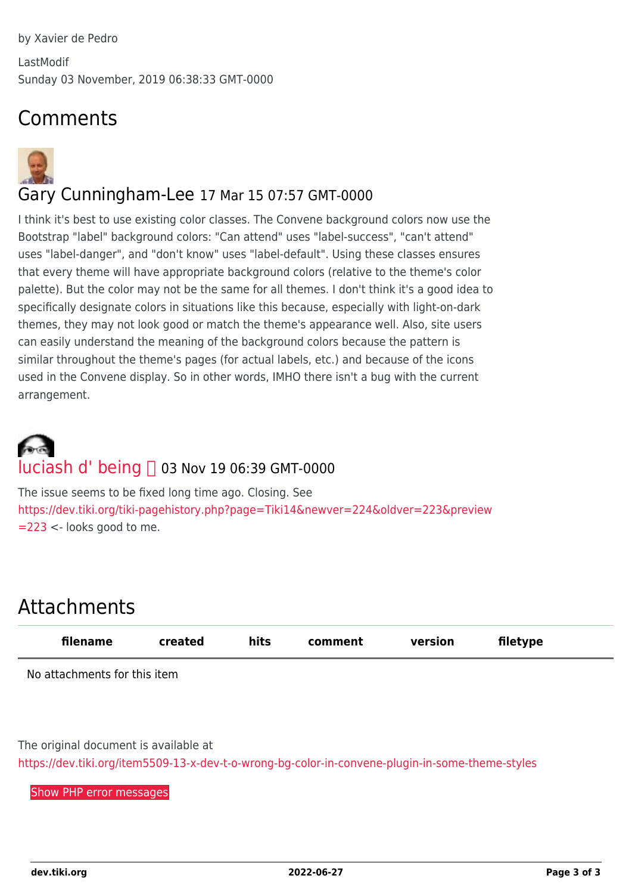by Xavier de Pedro

LastModif
Sunday 03 November, 2019 06:38:33 GMT-0000

## Comments

### Gary Cunningham-Lee 17 Mar 15 07:57 GMT-0000

I think it's best to use existing color classes. The Convene background colors now use the Bootstrap "label" background colors: "Can attend" uses "label-success", "can't attend" uses "label-danger", and "don't know" uses "label-default". Using these classes ensures that every theme will have appropriate background colors (relative to the theme's color palette). But the color may not be the same for all themes. I don't think it's a good idea to specifically designate colors in situations like this because, especially with light-on-dark themes, they may not look good or match the theme's appearance well. Also, site users can easily understand the meaning of the background colors because the pattern is similar throughout the theme's pages (for actual labels, etc.) and because of the icons used in the Convene display. So in other words, IMHO there isn't a bug with the current arrangement.

### luciash d' being 03 Nov 19 06:39 GMT-0000

The issue seems to be fixed long time ago. Closing. See https://dev.tiki.org/tiki-pagehistory.php?page=Tiki14&newver=224&oldver=223&preview=223 <- looks good to me.

## Attachments

| filename | created | hits | comment | version | filetype |
| --- | --- | --- | --- | --- | --- |
| No attachments for this item | | | | | |

The original document is available at https://dev.tiki.org/item5509-13-x-dev-t-o-wrong-bg-color-in-convene-plugin-in-some-theme-styles

Show PHP error messages